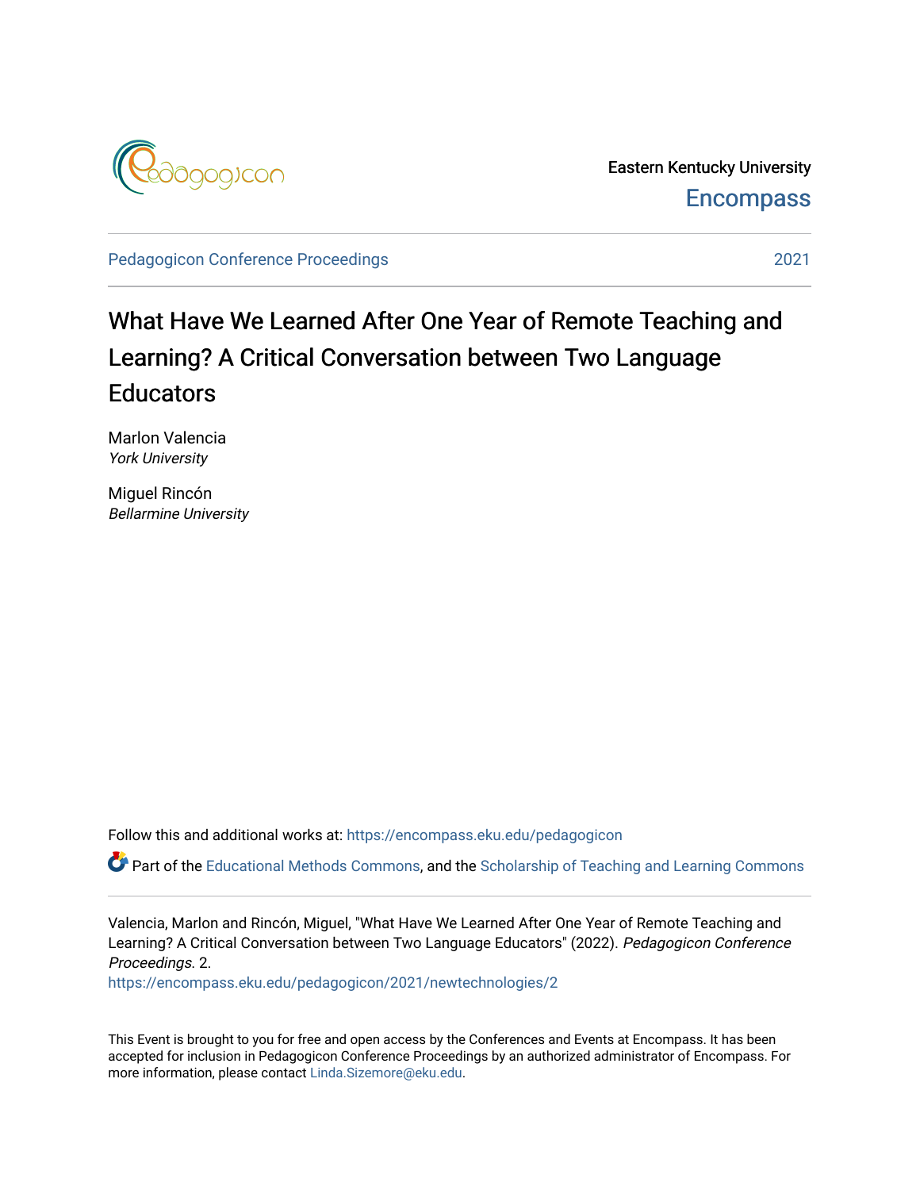Eastern Kentucky University

Encompass

Pedagogicon Conference Proceedings 2021

# What Have We Learned After One Year of Remote Teaching and Learning? A Critical Conversation between Two Language Educators

Marlon Valencia
*York University*

Miguel Rincón
*Bellarmine University*

Follow this and additional works at: https://encompass.eku.edu/pedagogicon

Part of the Educational Methods Commons, and the Scholarship of Teaching and Learning Commons

Valencia, Marlon and Rincón, Miguel, "What Have We Learned After One Year of Remote Teaching and Learning? A Critical Conversation between Two Language Educators" (2022). *Pedagogicon Conference Proceedings*. 2.
https://encompass.eku.edu/pedagogicon/2021/newtechnologies/2

This Event is brought to you for free and open access by the Conferences and Events at Encompass. It has been accepted for inclusion in Pedagogicon Conference Proceedings by an authorized administrator of Encompass. For more information, please contact Linda.Sizemore@eku.edu.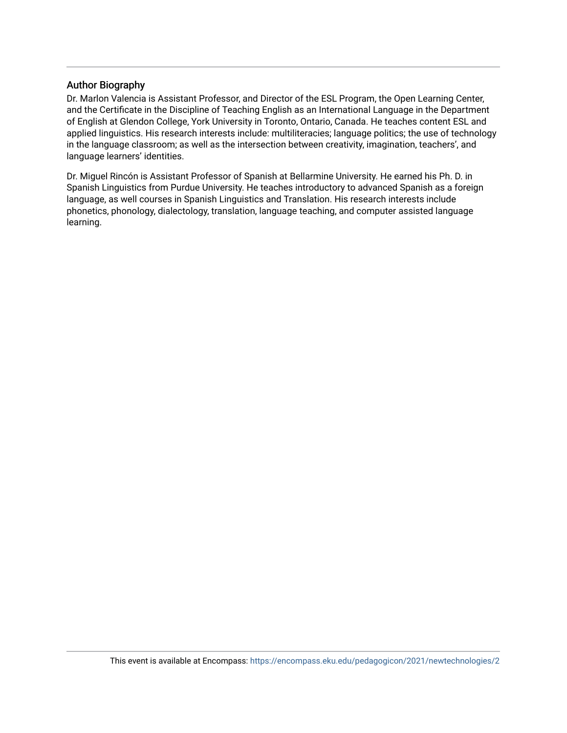## Author Biography

Dr. Marlon Valencia is Assistant Professor, and Director of the ESL Program, the Open Learning Center, and the Certificate in the Discipline of Teaching English as an International Language in the Department of English at Glendon College, York University in Toronto, Ontario, Canada. He teaches content ESL and applied linguistics. His research interests include: multiliteracies; language politics; the use of technology in the language classroom; as well as the intersection between creativity, imagination, teachers', and language learners' identities.

Dr. Miguel Rincón is Assistant Professor of Spanish at Bellarmine University. He earned his Ph. D. in Spanish Linguistics from Purdue University. He teaches introductory to advanced Spanish as a foreign language, as well courses in Spanish Linguistics and Translation. His research interests include phonetics, phonology, dialectology, translation, language teaching, and computer assisted language learning.

This event is available at Encompass: https://encompass.eku.edu/pedagogicon/2021/newtechnologies/2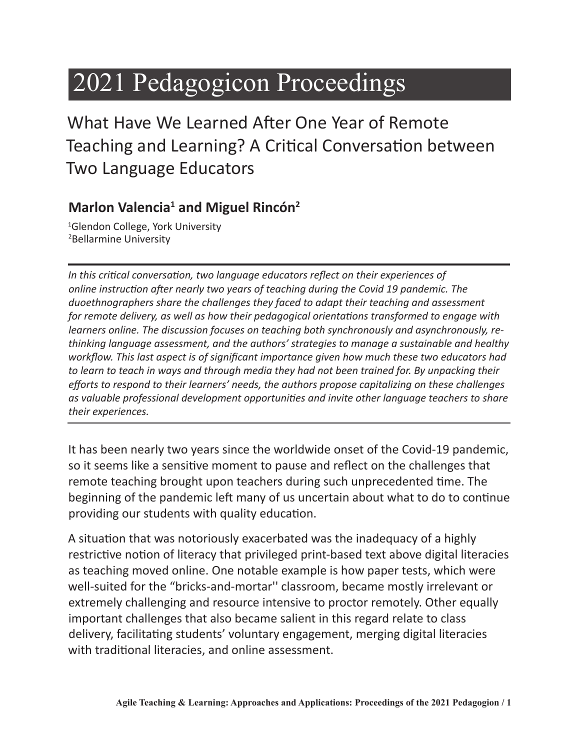# 2021 Pedagogicon Proceedings

## What Have We Learned After One Year of Remote Teaching and Learning? A Critical Conversation between Two Language Educators

**Marlon Valencia[1] and Miguel Rincón[2]**

[1]Glendon College, York University
[2]Bellarmine University

---

*In this critical conversation, two language educators reflect on their experiences of online instruction after nearly two years of teaching during the Covid 19 pandemic. The duoethnographers share the challenges they faced to adapt their teaching and assessment for remote delivery, as well as how their pedagogical orientations transformed to engage with learners online. The discussion focuses on teaching both synchronously and asynchronously, re-thinking language assessment, and the authors' strategies to manage a sustainable and healthy workflow. This last aspect is of significant importance given how much these two educators had to learn to teach in ways and through media they had not been trained for. By unpacking their efforts to respond to their learners' needs, the authors propose capitalizing on these challenges as valuable professional development opportunities and invite other language teachers to share their experiences.*

---

It has been nearly two years since the worldwide onset of the Covid-19 pandemic, so it seems like a sensitive moment to pause and reflect on the challenges that remote teaching brought upon teachers during such unprecedented time. The beginning of the pandemic left many of us uncertain about what to do to continue providing our students with quality education.

A situation that was notoriously exacerbated was the inadequacy of a highly restrictive notion of literacy that privileged print-based text above digital literacies as teaching moved online. One notable example is how paper tests, which were well-suited for the "bricks-and-mortar'' classroom, became mostly irrelevant or extremely challenging and resource intensive to proctor remotely. Other equally important challenges that also became salient in this regard relate to class delivery, facilitating students' voluntary engagement, merging digital literacies with traditional literacies, and online assessment.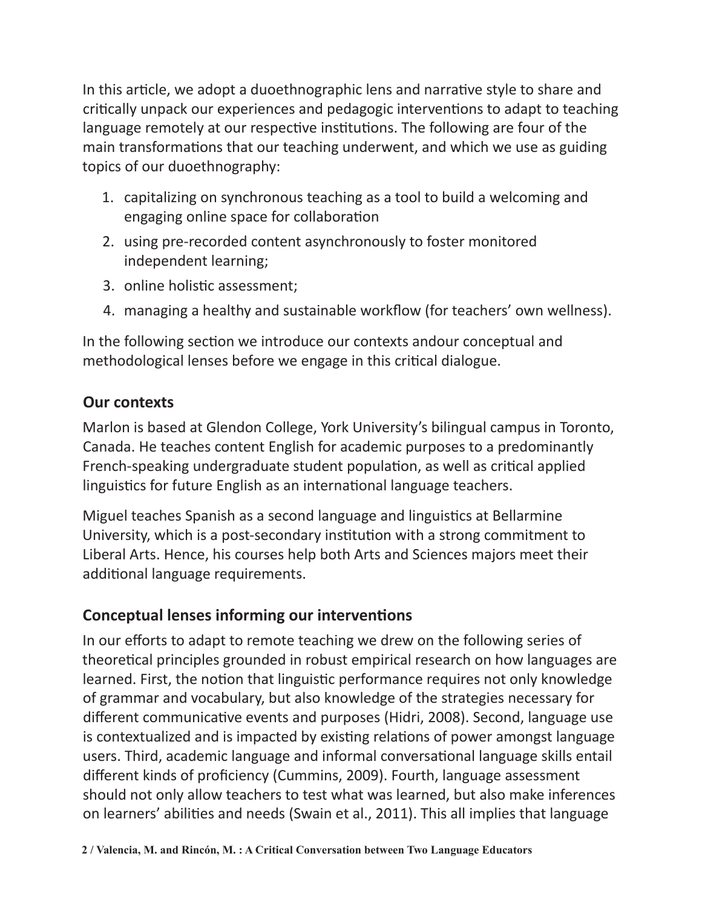In this article, we adopt a duoethnographic lens and narrative style to share and critically unpack our experiences and pedagogic interventions to adapt to teaching language remotely at our respective institutions. The following are four of the main transformations that our teaching underwent, and which we use as guiding topics of our duoethnography:

1. capitalizing on synchronous teaching as a tool to build a welcoming and engaging online space for collaboration
2. using pre-recorded content asynchronously to foster monitored independent learning;
3. online holistic assessment;
4. managing a healthy and sustainable workflow (for teachers' own wellness).

In the following section we introduce our contexts andour conceptual and methodological lenses before we engage in this critical dialogue.

## Our contexts

Marlon is based at Glendon College, York University's bilingual campus in Toronto, Canada. He teaches content English for academic purposes to a predominantly French-speaking undergraduate student population, as well as critical applied linguistics for future English as an international language teachers.

Miguel teaches Spanish as a second language and linguistics at Bellarmine University, which is a post-secondary institution with a strong commitment to Liberal Arts. Hence, his courses help both Arts and Sciences majors meet their additional language requirements.

## Conceptual lenses informing our interventions

In our efforts to adapt to remote teaching we drew on the following series of theoretical principles grounded in robust empirical research on how languages are learned. First, the notion that linguistic performance requires not only knowledge of grammar and vocabulary, but also knowledge of the strategies necessary for different communicative events and purposes (Hidri, 2008). Second, language use is contextualized and is impacted by existing relations of power amongst language users. Third, academic language and informal conversational language skills entail different kinds of proficiency (Cummins, 2009). Fourth, language assessment should not only allow teachers to test what was learned, but also make inferences on learners' abilities and needs (Swain et al., 2011). This all implies that language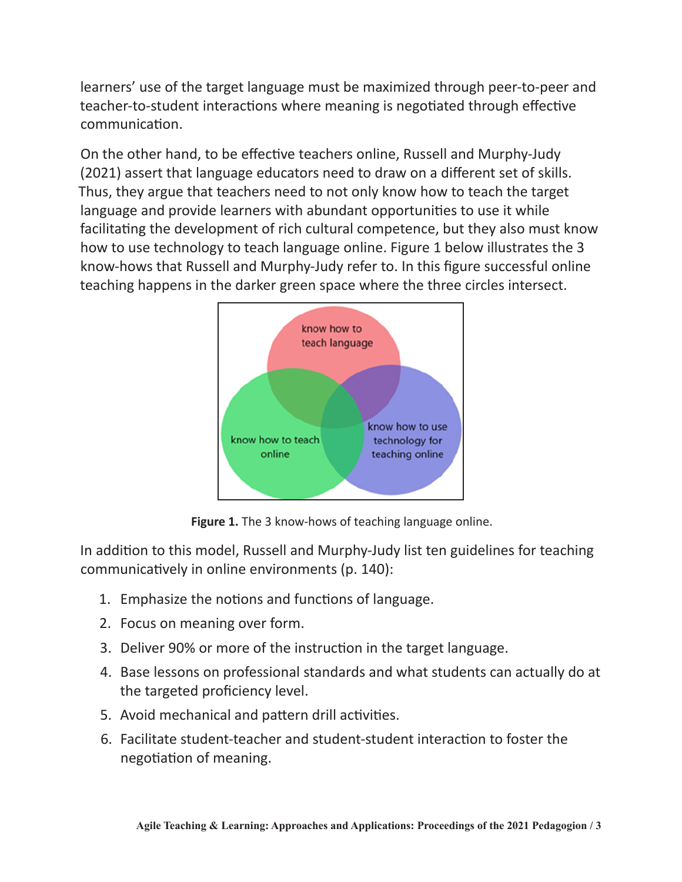learners' use of the target language must be maximized through peer-to-peer and teacher-to-student interactions where meaning is negotiated through effective communication.

On the other hand, to be effective teachers online, Russell and Murphy-Judy (2021) assert that language educators need to draw on a different set of skills. Thus, they argue that teachers need to not only know how to teach the target language and provide learners with abundant opportunities to use it while facilitating the development of rich cultural competence, but they also must know how to use technology to teach language online. Figure 1 below illustrates the 3 know-hows that Russell and Murphy-Judy refer to. In this figure successful online teaching happens in the darker green space where the three circles intersect.

**Figure 1.** The 3 know-hows of teaching language online.

In addition to this model, Russell and Murphy-Judy list ten guidelines for teaching communicatively in online environments (p. 140):

1. Emphasize the notions and functions of language.
2. Focus on meaning over form.
3. Deliver 90% or more of the instruction in the target language.
4. Base lessons on professional standards and what students can actually do at the targeted proficiency level.
5. Avoid mechanical and pattern drill activities.
6. Facilitate student-teacher and student-student interaction to foster the negotiation of meaning.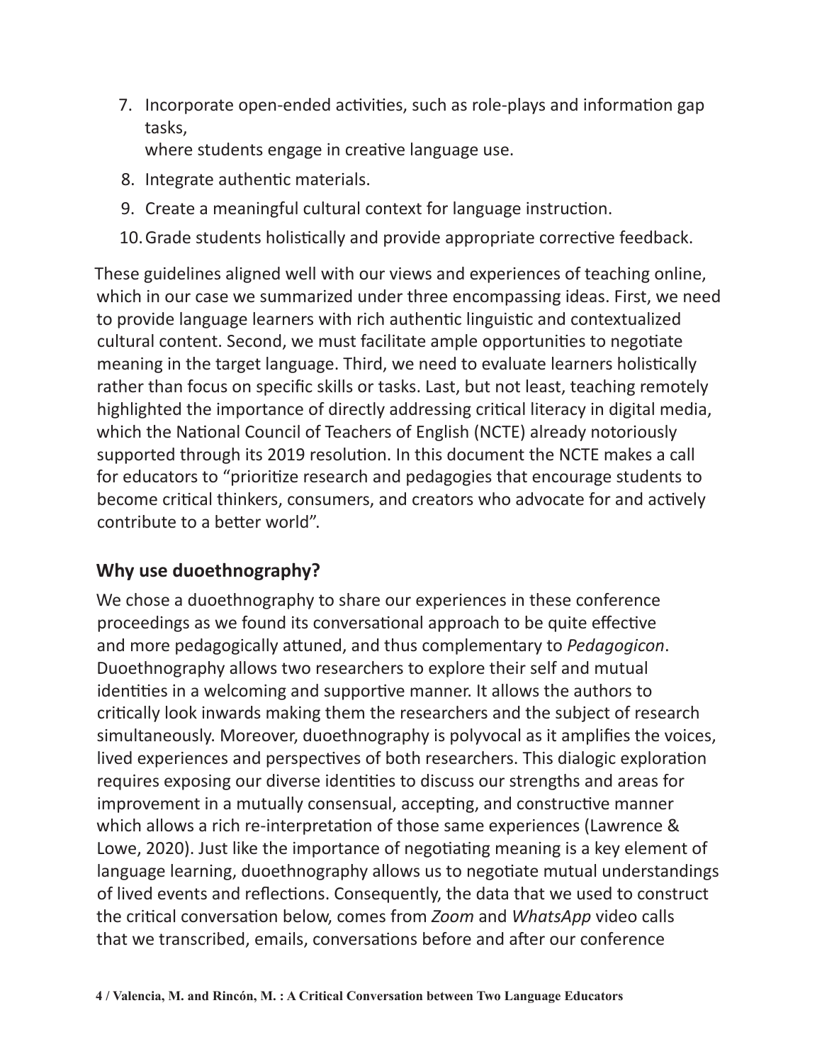7. Incorporate open-ended activities, such as role-plays and information gap tasks,
   where students engage in creative language use.
8. Integrate authentic materials.
9. Create a meaningful cultural context for language instruction.
10. Grade students holistically and provide appropriate corrective feedback.

These guidelines aligned well with our views and experiences of teaching online, which in our case we summarized under three encompassing ideas. First, we need to provide language learners with rich authentic linguistic and contextualized cultural content. Second, we must facilitate ample opportunities to negotiate meaning in the target language. Third, we need to evaluate learners holistically rather than focus on specific skills or tasks. Last, but not least, teaching remotely highlighted the importance of directly addressing critical literacy in digital media, which the National Council of Teachers of English (NCTE) already notoriously supported through its 2019 resolution. In this document the NCTE makes a call for educators to "prioritize research and pedagogies that encourage students to become critical thinkers, consumers, and creators who advocate for and actively contribute to a better world".

## Why use duoethnography?

We chose a duoethnography to share our experiences in these conference proceedings as we found its conversational approach to be quite effective and more pedagogically attuned, and thus complementary to *Pedagogicon*. Duoethnography allows two researchers to explore their self and mutual identities in a welcoming and supportive manner. It allows the authors to critically look inwards making them the researchers and the subject of research simultaneously. Moreover, duoethnography is polyvocal as it amplifies the voices, lived experiences and perspectives of both researchers. This dialogic exploration requires exposing our diverse identities to discuss our strengths and areas for improvement in a mutually consensual, accepting, and constructive manner which allows a rich re-interpretation of those same experiences (Lawrence & Lowe, 2020). Just like the importance of negotiating meaning is a key element of language learning, duoethnography allows us to negotiate mutual understandings of lived events and reflections. Consequently, the data that we used to construct the critical conversation below, comes from *Zoom* and *WhatsApp* video calls that we transcribed, emails, conversations before and after our conference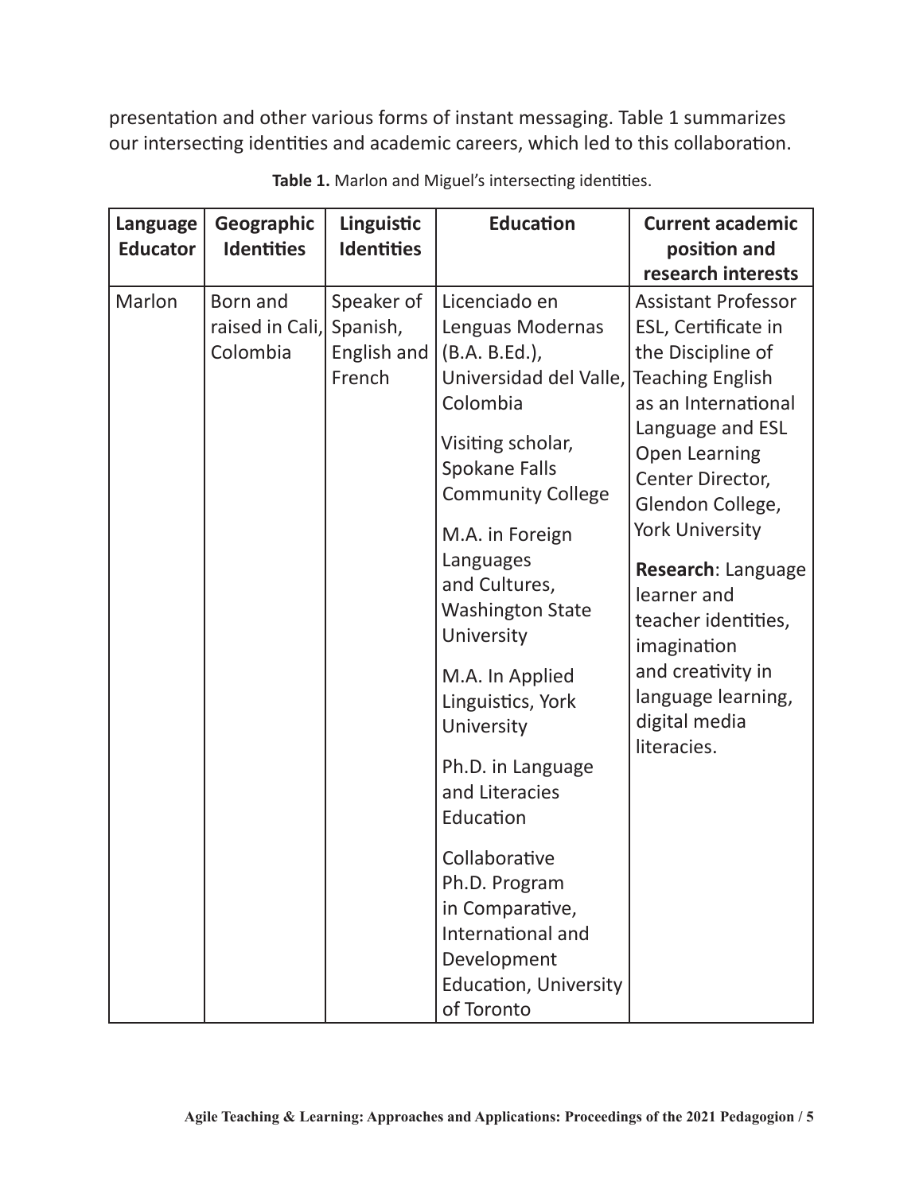presentation and other various forms of instant messaging. Table 1 summarizes our intersecting identities and academic careers, which led to this collaboration.

**Table 1.** Marlon and Miguel's intersecting identities.

| Language Educator | Geographic Identities | Linguistic Identities | Education | Current academic position and research interests |
|---|---|---|---|---|
| Marlon | Born and raised in Cali, Colombia | Speaker of Spanish, English and French | Licenciado en Lenguas Modernas (B.A. B.Ed.), Universidad del Valle, Colombia<br><br>Visiting scholar, Spokane Falls Community College<br><br>M.A. in Foreign Languages and Cultures, Washington State University<br><br>M.A. In Applied Linguistics, York University<br><br>Ph.D. in Language and Literacies Education<br><br>Collaborative Ph.D. Program in Comparative, International and Development Education, University of Toronto | Assistant Professor ESL, Certificate in the Discipline of Teaching English as an International Language and ESL Open Learning Center Director, Glendon College, York University<br><br>**Research**: Language learner and teacher identities, imagination and creativity in language learning, digital media literacies. |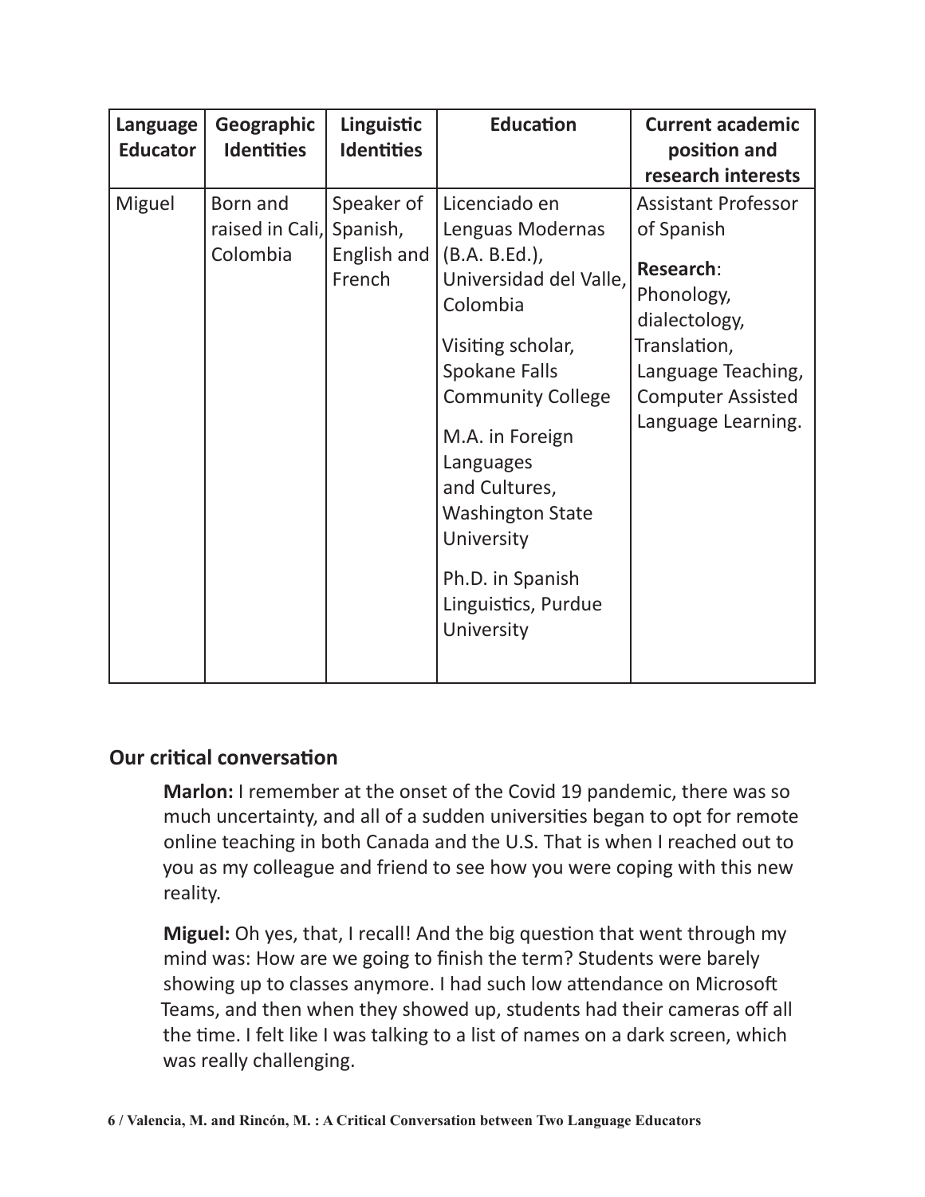| Language Educator | Geographic Identities | Linguistic Identities | Education | Current academic position and research interests |
|---|---|---|---|---|
| Miguel | Born and raised in Cali, Colombia | Speaker of Spanish, English and French | Licenciado en Lenguas Modernas (B.A. B.Ed.), Universidad del Valle, Colombia<br><br>Visiting scholar, Spokane Falls Community College<br><br>M.A. in Foreign Languages and Cultures, Washington State University<br><br>Ph.D. in Spanish Linguistics, Purdue University | Assistant Professor of Spanish<br><br>**Research**: Phonology, dialectology, Translation, Language Teaching, Computer Assisted Language Learning. |

## Our critical conversation

**Marlon:** I remember at the onset of the Covid 19 pandemic, there was so much uncertainty, and all of a sudden universities began to opt for remote online teaching in both Canada and the U.S. That is when I reached out to you as my colleague and friend to see how you were coping with this new reality.

**Miguel:** Oh yes, that, I recall! And the big question that went through my mind was: How are we going to finish the term? Students were barely showing up to classes anymore. I had such low attendance on Microsoft Teams, and then when they showed up, students had their cameras off all the time. I felt like I was talking to a list of names on a dark screen, which was really challenging.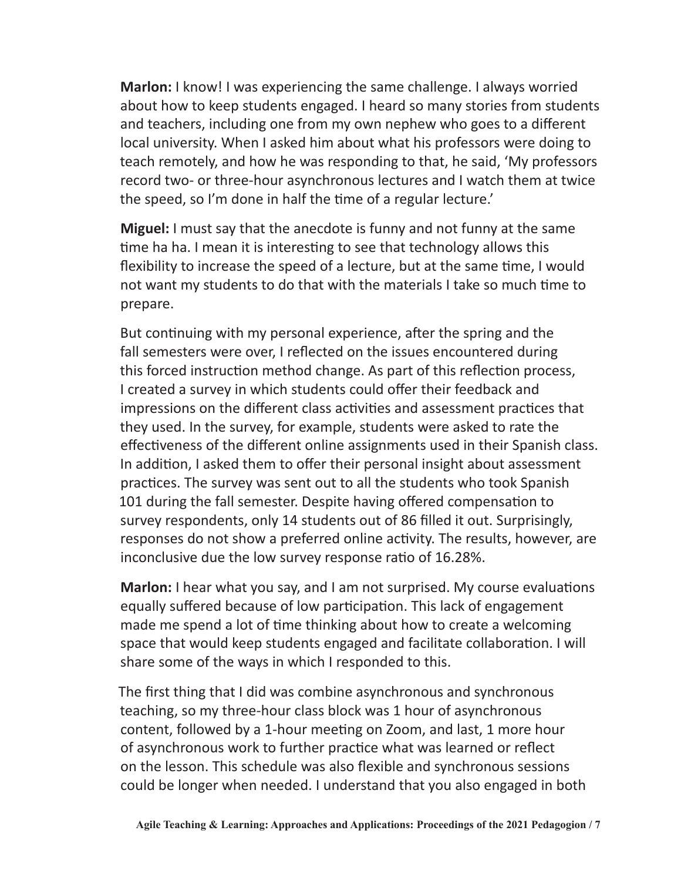**Marlon:** I know! I was experiencing the same challenge. I always worried about how to keep students engaged. I heard so many stories from students and teachers, including one from my own nephew who goes to a different local university. When I asked him about what his professors were doing to teach remotely, and how he was responding to that, he said, 'My professors record two- or three-hour asynchronous lectures and I watch them at twice the speed, so I'm done in half the time of a regular lecture.'

**Miguel:** I must say that the anecdote is funny and not funny at the same time ha ha. I mean it is interesting to see that technology allows this flexibility to increase the speed of a lecture, but at the same time, I would not want my students to do that with the materials I take so much time to prepare.

But continuing with my personal experience, after the spring and the fall semesters were over, I reflected on the issues encountered during this forced instruction method change. As part of this reflection process, I created a survey in which students could offer their feedback and impressions on the different class activities and assessment practices that they used. In the survey, for example, students were asked to rate the effectiveness of the different online assignments used in their Spanish class. In addition, I asked them to offer their personal insight about assessment practices. The survey was sent out to all the students who took Spanish 101 during the fall semester. Despite having offered compensation to survey respondents, only 14 students out of 86 filled it out. Surprisingly, responses do not show a preferred online activity. The results, however, are inconclusive due the low survey response ratio of 16.28%.

**Marlon:** I hear what you say, and I am not surprised. My course evaluations equally suffered because of low participation. This lack of engagement made me spend a lot of time thinking about how to create a welcoming space that would keep students engaged and facilitate collaboration. I will share some of the ways in which I responded to this.

The first thing that I did was combine asynchronous and synchronous teaching, so my three-hour class block was 1 hour of asynchronous content, followed by a 1-hour meeting on Zoom, and last, 1 more hour of asynchronous work to further practice what was learned or reflect on the lesson. This schedule was also flexible and synchronous sessions could be longer when needed. I understand that you also engaged in both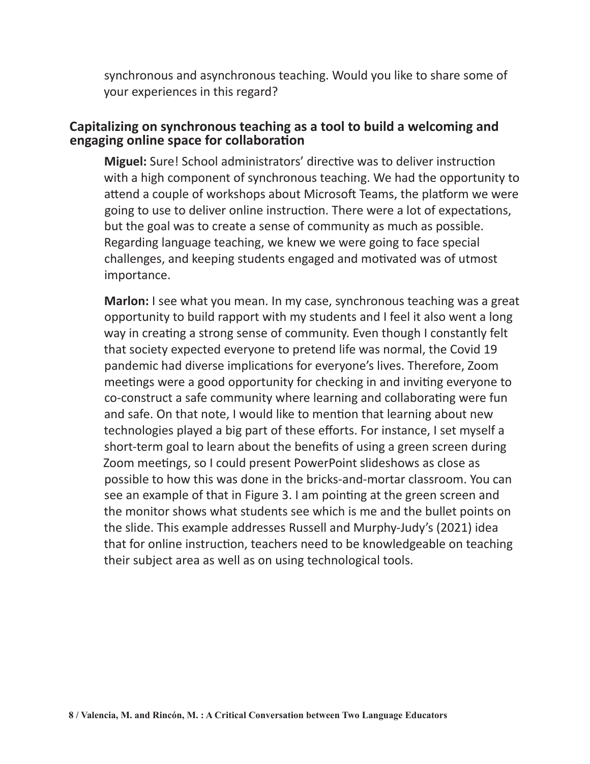synchronous and asynchronous teaching. Would you like to share some of your experiences in this regard?

## Capitalizing on synchronous teaching as a tool to build a welcoming and engaging online space for collaboration

**Miguel:** Sure! School administrators' directive was to deliver instruction with a high component of synchronous teaching. We had the opportunity to attend a couple of workshops about Microsoft Teams, the platform we were going to use to deliver online instruction. There were a lot of expectations, but the goal was to create a sense of community as much as possible. Regarding language teaching, we knew we were going to face special challenges, and keeping students engaged and motivated was of utmost importance.

**Marlon:** I see what you mean. In my case, synchronous teaching was a great opportunity to build rapport with my students and I feel it also went a long way in creating a strong sense of community. Even though I constantly felt that society expected everyone to pretend life was normal, the Covid 19 pandemic had diverse implications for everyone's lives. Therefore, Zoom meetings were a good opportunity for checking in and inviting everyone to co-construct a safe community where learning and collaborating were fun and safe. On that note, I would like to mention that learning about new technologies played a big part of these efforts. For instance, I set myself a short-term goal to learn about the benefits of using a green screen during Zoom meetings, so I could present PowerPoint slideshows as close as possible to how this was done in the bricks-and-mortar classroom. You can see an example of that in Figure 3. I am pointing at the green screen and the monitor shows what students see which is me and the bullet points on the slide. This example addresses Russell and Murphy-Judy's (2021) idea that for online instruction, teachers need to be knowledgeable on teaching their subject area as well as on using technological tools.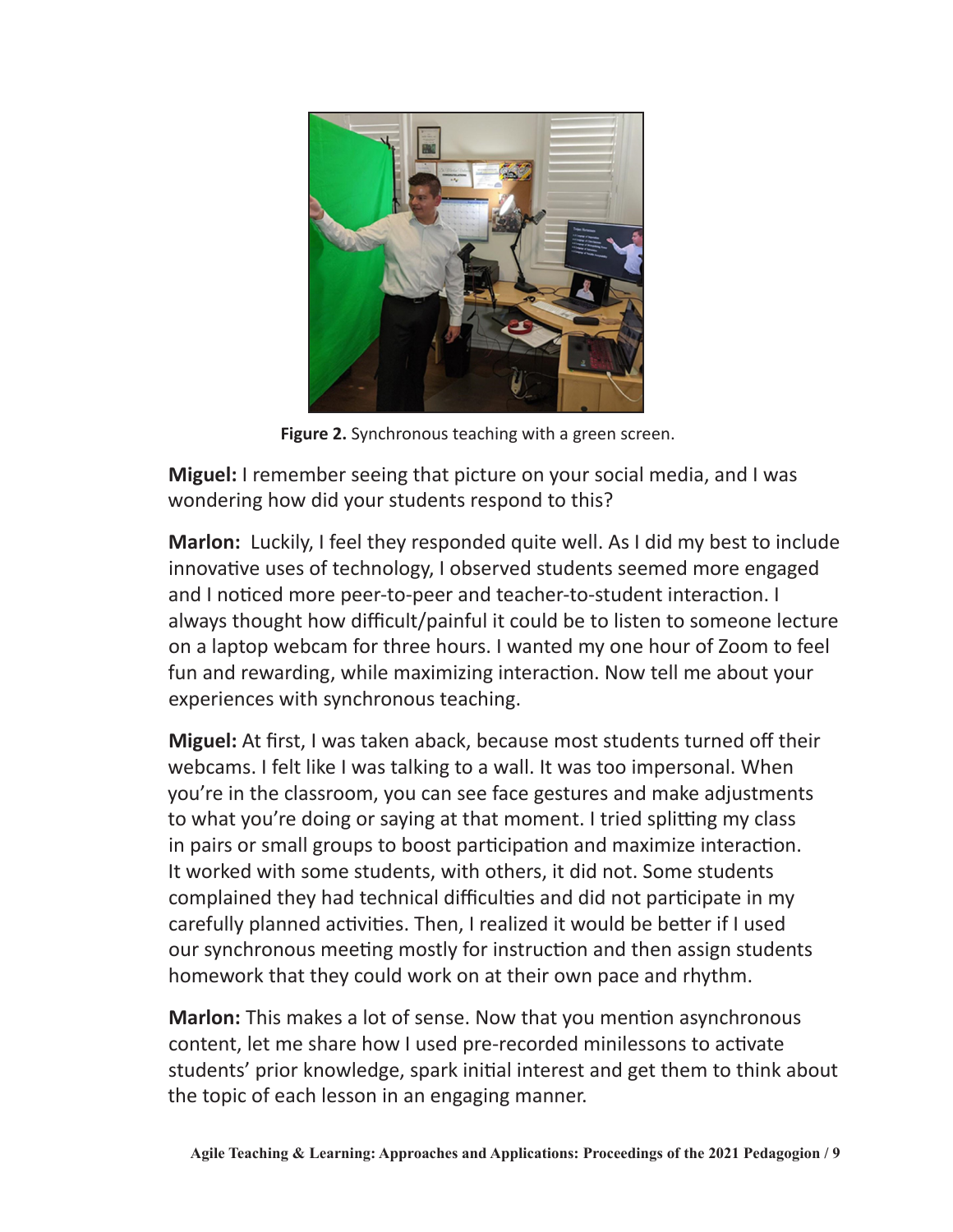**Figure 2.** Synchronous teaching with a green screen.

**Miguel:** I remember seeing that picture on your social media, and I was wondering how did your students respond to this?

**Marlon:** Luckily, I feel they responded quite well. As I did my best to include innovative uses of technology, I observed students seemed more engaged and I noticed more peer-to-peer and teacher-to-student interaction. I always thought how difficult/painful it could be to listen to someone lecture on a laptop webcam for three hours. I wanted my one hour of Zoom to feel fun and rewarding, while maximizing interaction. Now tell me about your experiences with synchronous teaching.

**Miguel:** At first, I was taken aback, because most students turned off their webcams. I felt like I was talking to a wall. It was too impersonal. When you're in the classroom, you can see face gestures and make adjustments to what you're doing or saying at that moment. I tried splitting my class in pairs or small groups to boost participation and maximize interaction. It worked with some students, with others, it did not. Some students complained they had technical difficulties and did not participate in my carefully planned activities. Then, I realized it would be better if I used our synchronous meeting mostly for instruction and then assign students homework that they could work on at their own pace and rhythm.

**Marlon:** This makes a lot of sense. Now that you mention asynchronous content, let me share how I used pre-recorded minilessons to activate students' prior knowledge, spark initial interest and get them to think about the topic of each lesson in an engaging manner.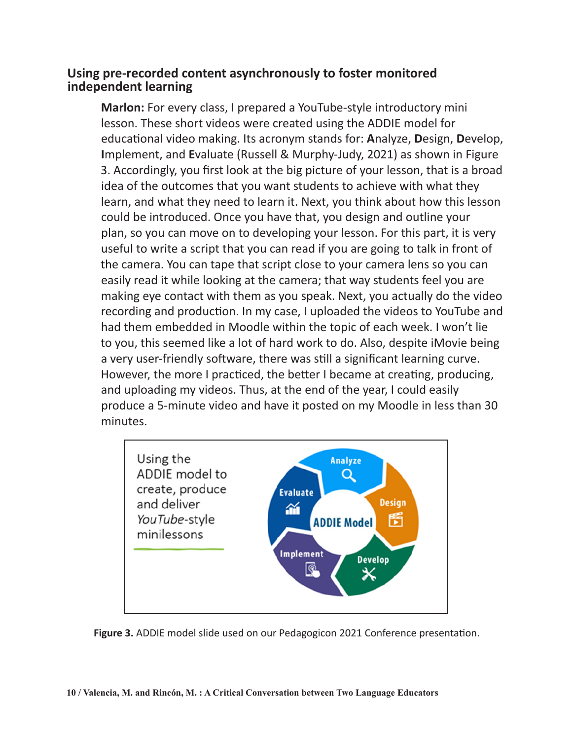## Using pre-recorded content asynchronously to foster monitored independent learning

**Marlon:** For every class, I prepared a YouTube-style introductory mini lesson. These short videos were created using the ADDIE model for educational video making. Its acronym stands for: **A**nalyze, **D**esign, **D**evelop, **I**mplement, and **E**valuate (Russell & Murphy-Judy, 2021) as shown in Figure 3. Accordingly, you first look at the big picture of your lesson, that is a broad idea of the outcomes that you want students to achieve with what they learn, and what they need to learn it. Next, you think about how this lesson could be introduced. Once you have that, you design and outline your plan, so you can move on to developing your lesson. For this part, it is very useful to write a script that you can read if you are going to talk in front of the camera. You can tape that script close to your camera lens so you can easily read it while looking at the camera; that way students feel you are making eye contact with them as you speak. Next, you actually do the video recording and production. In my case, I uploaded the videos to YouTube and had them embedded in Moodle within the topic of each week. I won't lie to you, this seemed like a lot of hard work to do. Also, despite iMovie being a very user-friendly software, there was still a significant learning curve. However, the more I practiced, the better I became at creating, producing, and uploading my videos. Thus, at the end of the year, I could easily produce a 5-minute video and have it posted on my Moodle in less than 30 minutes.

**Figure 3.** ADDIE model slide used on our Pedagogicon 2021 Conference presentation.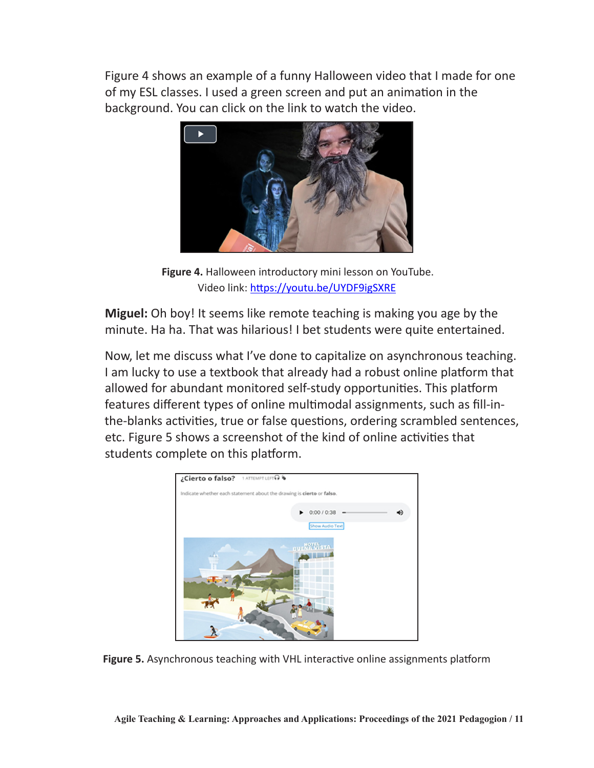Figure 4 shows an example of a funny Halloween video that I made for one of my ESL classes. I used a green screen and put an animation in the background. You can click on the link to watch the video.

**Figure 4.** Halloween introductory mini lesson on YouTube.
Video link: [https://youtu.be/UYDF9igSXRE](https://youtu.be/UYDF9igSXRE)

**Miguel:** Oh boy! It seems like remote teaching is making you age by the minute. Ha ha. That was hilarious! I bet students were quite entertained.

Now, let me discuss what I've done to capitalize on asynchronous teaching. I am lucky to use a textbook that already had a robust online platform that allowed for abundant monitored self-study opportunities. This platform features different types of online multimodal assignments, such as fill-in-the-blanks activities, true or false questions, ordering scrambled sentences, etc. Figure 5 shows a screenshot of the kind of online activities that students complete on this platform.

**Figure 5.** Asynchronous teaching with VHL interactive online assignments platform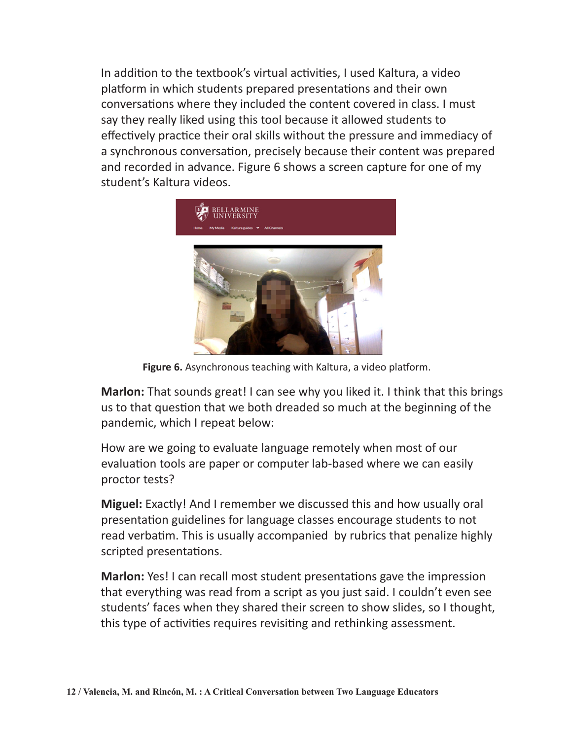In addition to the textbook's virtual activities, I used Kaltura, a video platform in which students prepared presentations and their own conversations where they included the content covered in class. I must say they really liked using this tool because it allowed students to effectively practice their oral skills without the pressure and immediacy of a synchronous conversation, precisely because their content was prepared and recorded in advance. Figure 6 shows a screen capture for one of my student's Kaltura videos.

**Figure 6.** Asynchronous teaching with Kaltura, a video platform.

**Marlon:** That sounds great! I can see why you liked it. I think that this brings us to that question that we both dreaded so much at the beginning of the pandemic, which I repeat below:

How are we going to evaluate language remotely when most of our evaluation tools are paper or computer lab-based where we can easily proctor tests?

**Miguel:** Exactly! And I remember we discussed this and how usually oral presentation guidelines for language classes encourage students to not read verbatim. This is usually accompanied by rubrics that penalize highly scripted presentations.

**Marlon:** Yes! I can recall most student presentations gave the impression that everything was read from a script as you just said. I couldn't even see students' faces when they shared their screen to show slides, so I thought, this type of activities requires revisiting and rethinking assessment.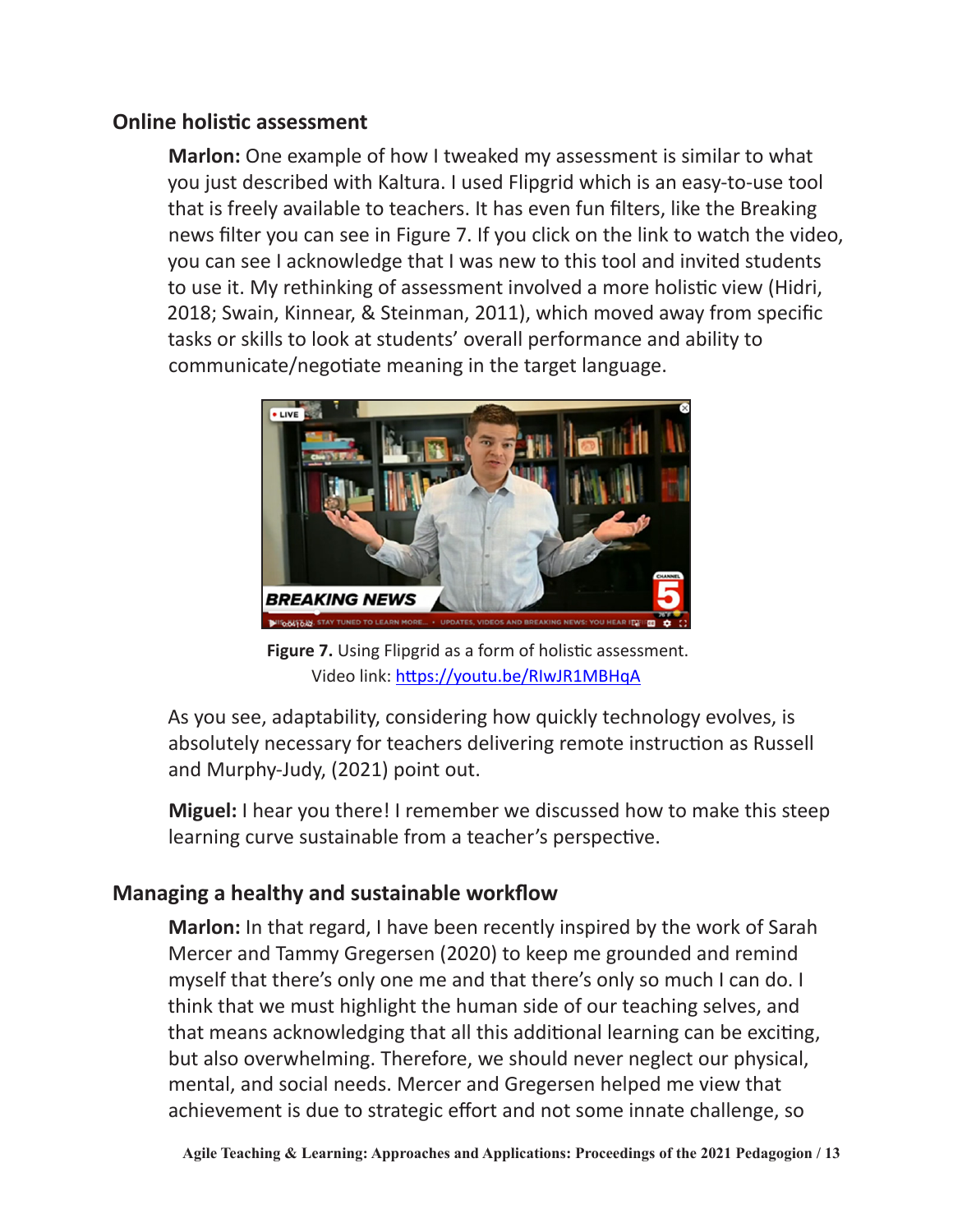## Online holistic assessment

**Marlon:** One example of how I tweaked my assessment is similar to what you just described with Kaltura. I used Flipgrid which is an easy-to-use tool that is freely available to teachers. It has even fun filters, like the Breaking news filter you can see in Figure 7. If you click on the link to watch the video, you can see I acknowledge that I was new to this tool and invited students to use it. My rethinking of assessment involved a more holistic view (Hidri, 2018; Swain, Kinnear, & Steinman, 2011), which moved away from specific tasks or skills to look at students' overall performance and ability to communicate/negotiate meaning in the target language.

**Figure 7.** Using Flipgrid as a form of holistic assessment.
Video link: https://youtu.be/RIwJR1MBHqA

As you see, adaptability, considering how quickly technology evolves, is absolutely necessary for teachers delivering remote instruction as Russell and Murphy-Judy, (2021) point out.

**Miguel:** I hear you there! I remember we discussed how to make this steep learning curve sustainable from a teacher's perspective.

## Managing a healthy and sustainable workflow

**Marlon:** In that regard, I have been recently inspired by the work of Sarah Mercer and Tammy Gregersen (2020) to keep me grounded and remind myself that there's only one me and that there's only so much I can do. I think that we must highlight the human side of our teaching selves, and that means acknowledging that all this additional learning can be exciting, but also overwhelming. Therefore, we should never neglect our physical, mental, and social needs. Mercer and Gregersen helped me view that achievement is due to strategic effort and not some innate challenge, so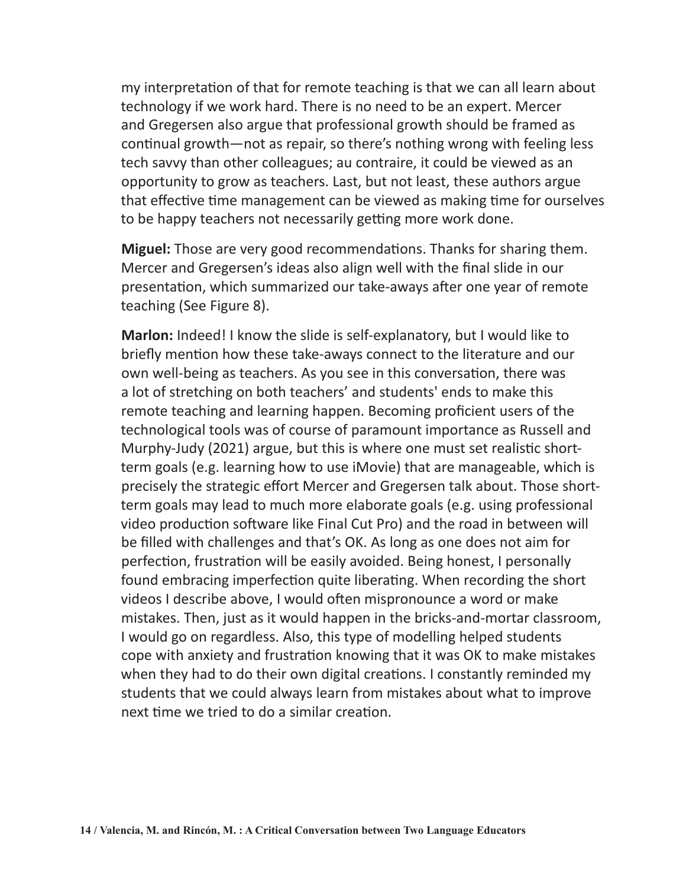my interpretation of that for remote teaching is that we can all learn about technology if we work hard. There is no need to be an expert. Mercer and Gregersen also argue that professional growth should be framed as continual growth—not as repair, so there's nothing wrong with feeling less tech savvy than other colleagues; au contraire, it could be viewed as an opportunity to grow as teachers. Last, but not least, these authors argue that effective time management can be viewed as making time for ourselves to be happy teachers not necessarily getting more work done.

**Miguel:** Those are very good recommendations. Thanks for sharing them. Mercer and Gregersen's ideas also align well with the final slide in our presentation, which summarized our take-aways after one year of remote teaching (See Figure 8).

**Marlon:** Indeed! I know the slide is self-explanatory, but I would like to briefly mention how these take-aways connect to the literature and our own well-being as teachers. As you see in this conversation, there was a lot of stretching on both teachers' and students' ends to make this remote teaching and learning happen. Becoming proficient users of the technological tools was of course of paramount importance as Russell and Murphy-Judy (2021) argue, but this is where one must set realistic short-term goals (e.g. learning how to use iMovie) that are manageable, which is precisely the strategic effort Mercer and Gregersen talk about. Those short-term goals may lead to much more elaborate goals (e.g. using professional video production software like Final Cut Pro) and the road in between will be filled with challenges and that's OK. As long as one does not aim for perfection, frustration will be easily avoided. Being honest, I personally found embracing imperfection quite liberating. When recording the short videos I describe above, I would often mispronounce a word or make mistakes. Then, just as it would happen in the bricks-and-mortar classroom, I would go on regardless. Also, this type of modelling helped students cope with anxiety and frustration knowing that it was OK to make mistakes when they had to do their own digital creations. I constantly reminded my students that we could always learn from mistakes about what to improve next time we tried to do a similar creation.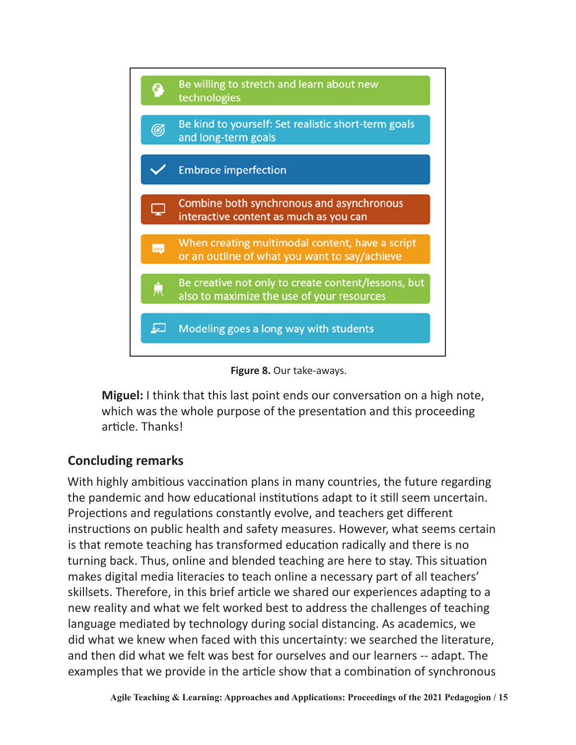- Be willing to stretch and learn about new technologies
- Be kind to yourself: Set realistic short-term goals and long-term goals
- Embrace imperfection
- Combine both synchronous and asynchronous interactive content as much as you can
- When creating multimodal content, have a script or an outline of what you want to say/achieve
- Be creative not only to create content/lessons, but also to maximize the use of your resources
- Modeling goes a long way with students

**Figure 8.** Our take-aways.

**Miguel:** I think that this last point ends our conversation on a high note, which was the whole purpose of the presentation and this proceeding article. Thanks!

## Concluding remarks

With highly ambitious vaccination plans in many countries, the future regarding the pandemic and how educational institutions adapt to it still seem uncertain. Projections and regulations constantly evolve, and teachers get different instructions on public health and safety measures. However, what seems certain is that remote teaching has transformed education radically and there is no turning back. Thus, online and blended teaching are here to stay. This situation makes digital media literacies to teach online a necessary part of all teachers' skillsets. Therefore, in this brief article we shared our experiences adapting to a new reality and what we felt worked best to address the challenges of teaching language mediated by technology during social distancing. As academics, we did what we knew when faced with this uncertainty: we searched the literature, and then did what we felt was best for ourselves and our learners -- adapt. The examples that we provide in the article show that a combination of synchronous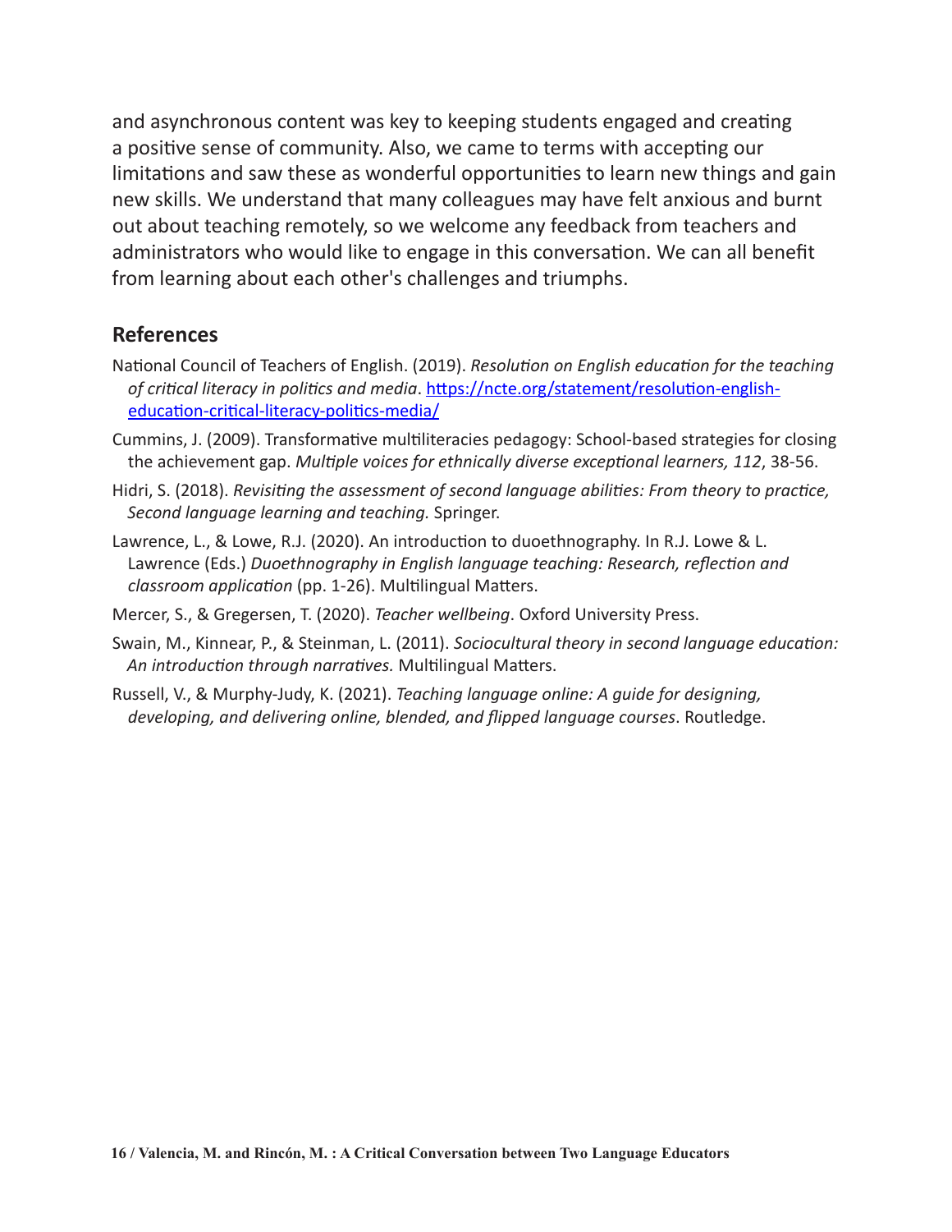and asynchronous content was key to keeping students engaged and creating a positive sense of community. Also, we came to terms with accepting our limitations and saw these as wonderful opportunities to learn new things and gain new skills. We understand that many colleagues may have felt anxious and burnt out about teaching remotely, so we welcome any feedback from teachers and administrators who would like to engage in this conversation. We can all benefit from learning about each other's challenges and triumphs.

## References

National Council of Teachers of English. (2019). *Resolution on English education for the teaching of critical literacy in politics and media*. https://ncte.org/statement/resolution-english-education-critical-literacy-politics-media/

Cummins, J. (2009). Transformative multiliteracies pedagogy: School-based strategies for closing the achievement gap. *Multiple voices for ethnically diverse exceptional learners, 112*, 38-56.

Hidri, S. (2018). *Revisiting the assessment of second language abilities: From theory to practice, Second language learning and teaching.* Springer.

Lawrence, L., & Lowe, R.J. (2020). An introduction to duoethnography. In R.J. Lowe & L. Lawrence (Eds.) *Duoethnography in English language teaching: Research, reflection and classroom application* (pp. 1-26). Multilingual Matters.

Mercer, S., & Gregersen, T. (2020). *Teacher wellbeing*. Oxford University Press.

Swain, M., Kinnear, P., & Steinman, L. (2011). *Sociocultural theory in second language education: An introduction through narratives.* Multilingual Matters.

Russell, V., & Murphy-Judy, K. (2021). *Teaching language online: A guide for designing, developing, and delivering online, blended, and flipped language courses*. Routledge.